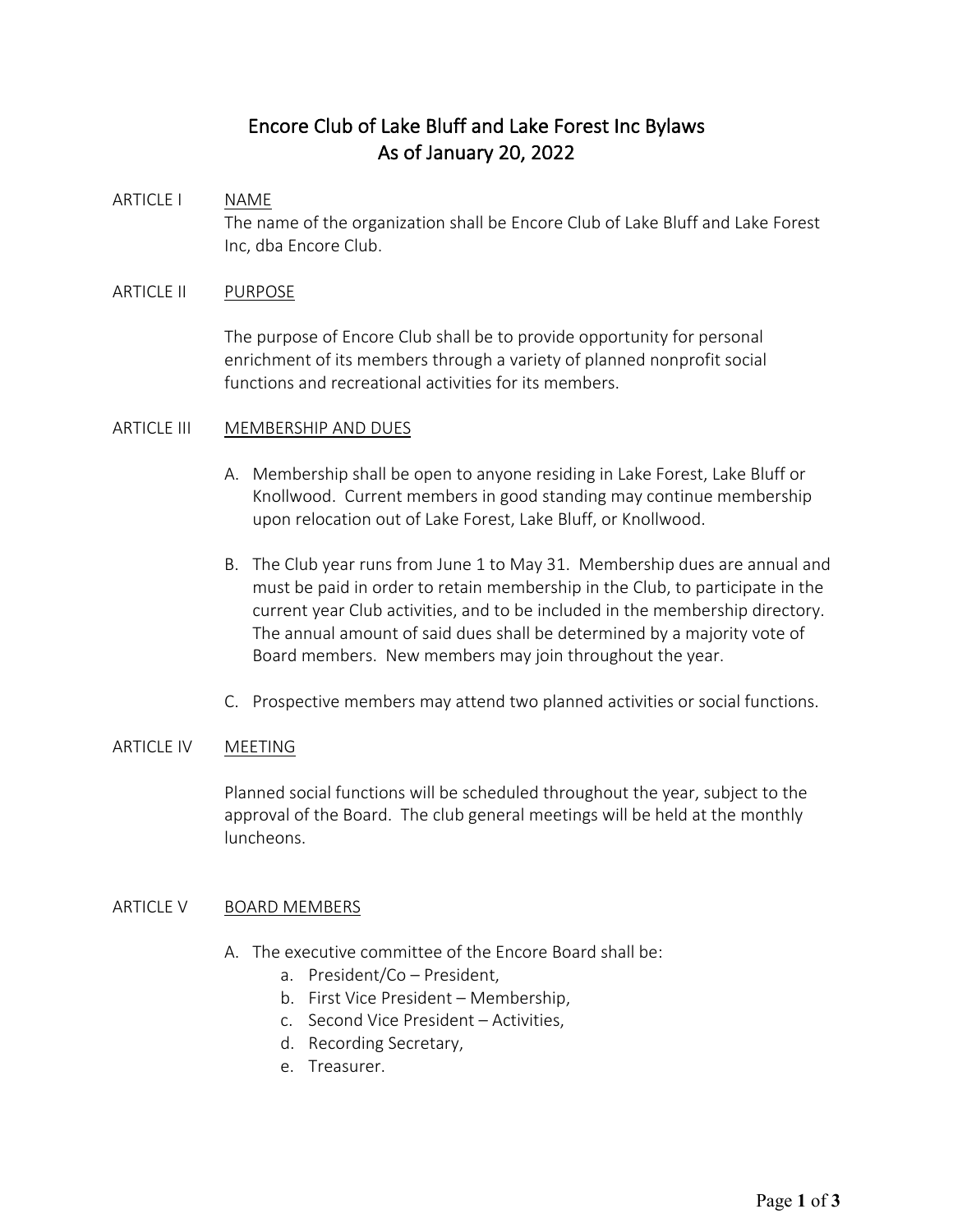# Encore Club of Lake Bluff and Lake Forest Inc Bylaws
# As of January 20, 2022

## ARTICLE I NAME

The name of the organization shall be Encore Club of Lake Bluff and Lake Forest Inc, dba Encore Club.

## ARTICLE II PURPOSE

The purpose of Encore Club shall be to provide opportunity for personal enrichment of its members through a variety of planned nonprofit social functions and recreational activities for its members.

## ARTICLE III MEMBERSHIP AND DUES

A. Membership shall be open to anyone residing in Lake Forest, Lake Bluff or Knollwood. Current members in good standing may continue membership upon relocation out of Lake Forest, Lake Bluff, or Knollwood.

B. The Club year runs from June 1 to May 31. Membership dues are annual and must be paid in order to retain membership in the Club, to participate in the current year Club activities, and to be included in the membership directory. The annual amount of said dues shall be determined by a majority vote of Board members. New members may join throughout the year.

C. Prospective members may attend two planned activities or social functions.

## ARTICLE IV MEETING

Planned social functions will be scheduled throughout the year, subject to the approval of the Board. The club general meetings will be held at the monthly luncheons.

## ARTICLE V BOARD MEMBERS

A. The executive committee of the Encore Board shall be:
   a. President/Co – President,
   b. First Vice President – Membership,
   c. Second Vice President – Activities,
   d. Recording Secretary,
   e. Treasurer.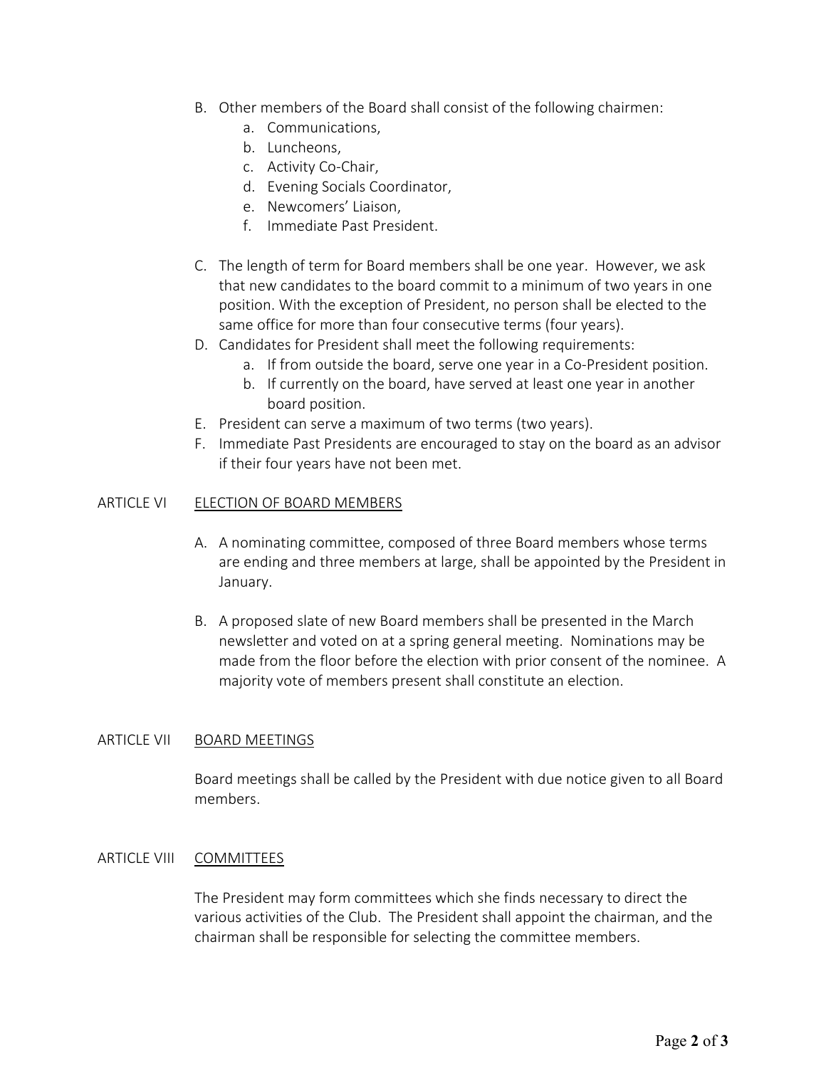B. Other members of the Board shall consist of the following chairmen:
   a. Communications,
   b. Luncheons,
   c. Activity Co-Chair,
   d. Evening Socials Coordinator,
   e. Newcomers' Liaison,
   f. Immediate Past President.

C. The length of term for Board members shall be one year. However, we ask that new candidates to the board commit to a minimum of two years in one position. With the exception of President, no person shall be elected to the same office for more than four consecutive terms (four years).

D. Candidates for President shall meet the following requirements:
   a. If from outside the board, serve one year in a Co-President position.
   b. If currently on the board, have served at least one year in another board position.

E. President can serve a maximum of two terms (two years).

F. Immediate Past Presidents are encouraged to stay on the board as an advisor if their four years have not been met.

## ARTICLE VI ELECTION OF BOARD MEMBERS

A. A nominating committee, composed of three Board members whose terms are ending and three members at large, shall be appointed by the President in January.

B. A proposed slate of new Board members shall be presented in the March newsletter and voted on at a spring general meeting. Nominations may be made from the floor before the election with prior consent of the nominee. A majority vote of members present shall constitute an election.

## ARTICLE VII BOARD MEETINGS

Board meetings shall be called by the President with due notice given to all Board members.

## ARTICLE VIII COMMITTEES

The President may form committees which she finds necessary to direct the various activities of the Club. The President shall appoint the chairman, and the chairman shall be responsible for selecting the committee members.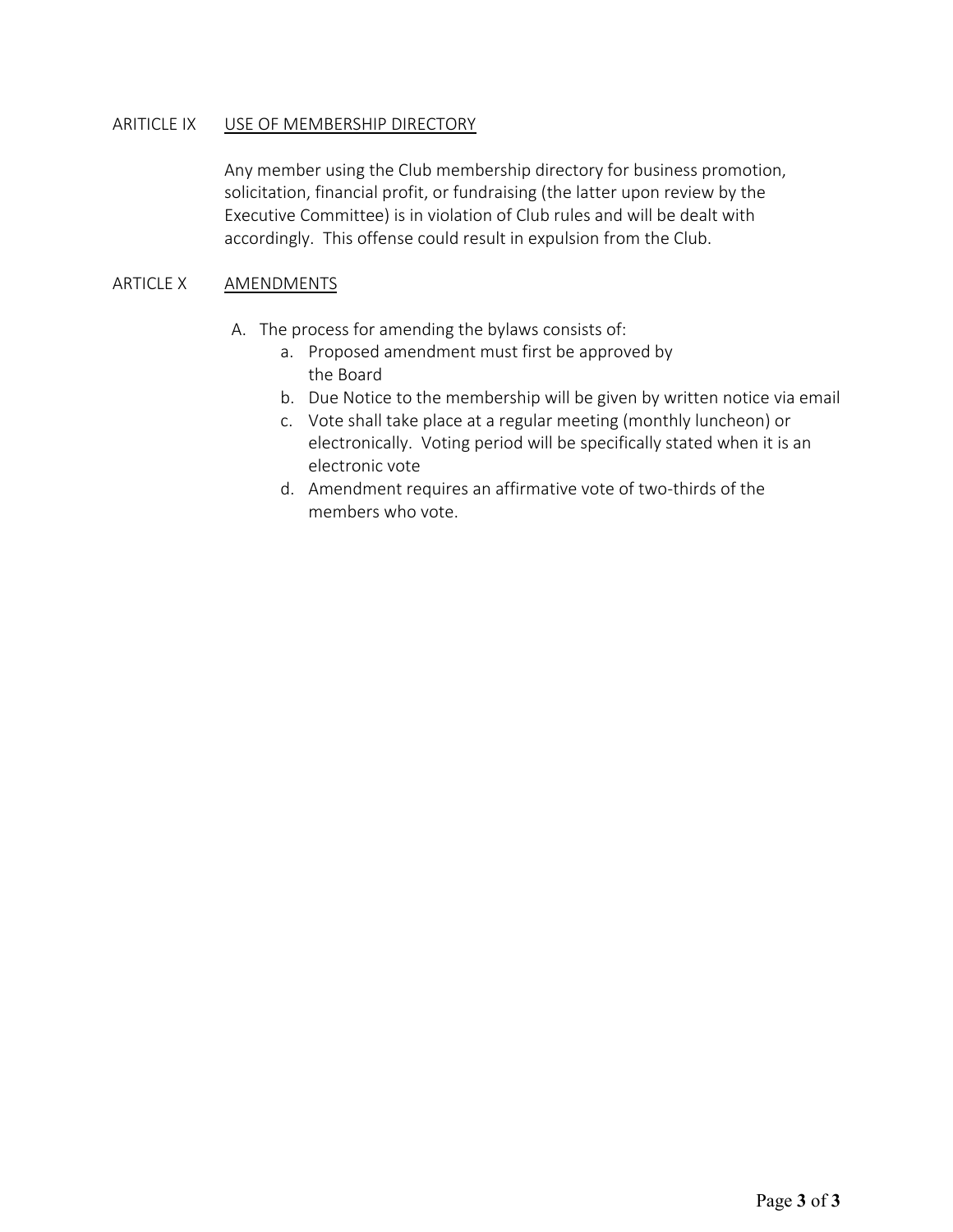## ARITICLE IX USE OF MEMBERSHIP DIRECTORY

Any member using the Club membership directory for business promotion, solicitation, financial profit, or fundraising (the latter upon review by the Executive Committee) is in violation of Club rules and will be dealt with accordingly. This offense could result in expulsion from the Club.

## ARTICLE X AMENDMENTS

A. The process for amending the bylaws consists of:
   a. Proposed amendment must first be approved by the Board
   b. Due Notice to the membership will be given by written notice via email
   c. Vote shall take place at a regular meeting (monthly luncheon) or electronically. Voting period will be specifically stated when it is an electronic vote
   d. Amendment requires an affirmative vote of two-thirds of the members who vote.